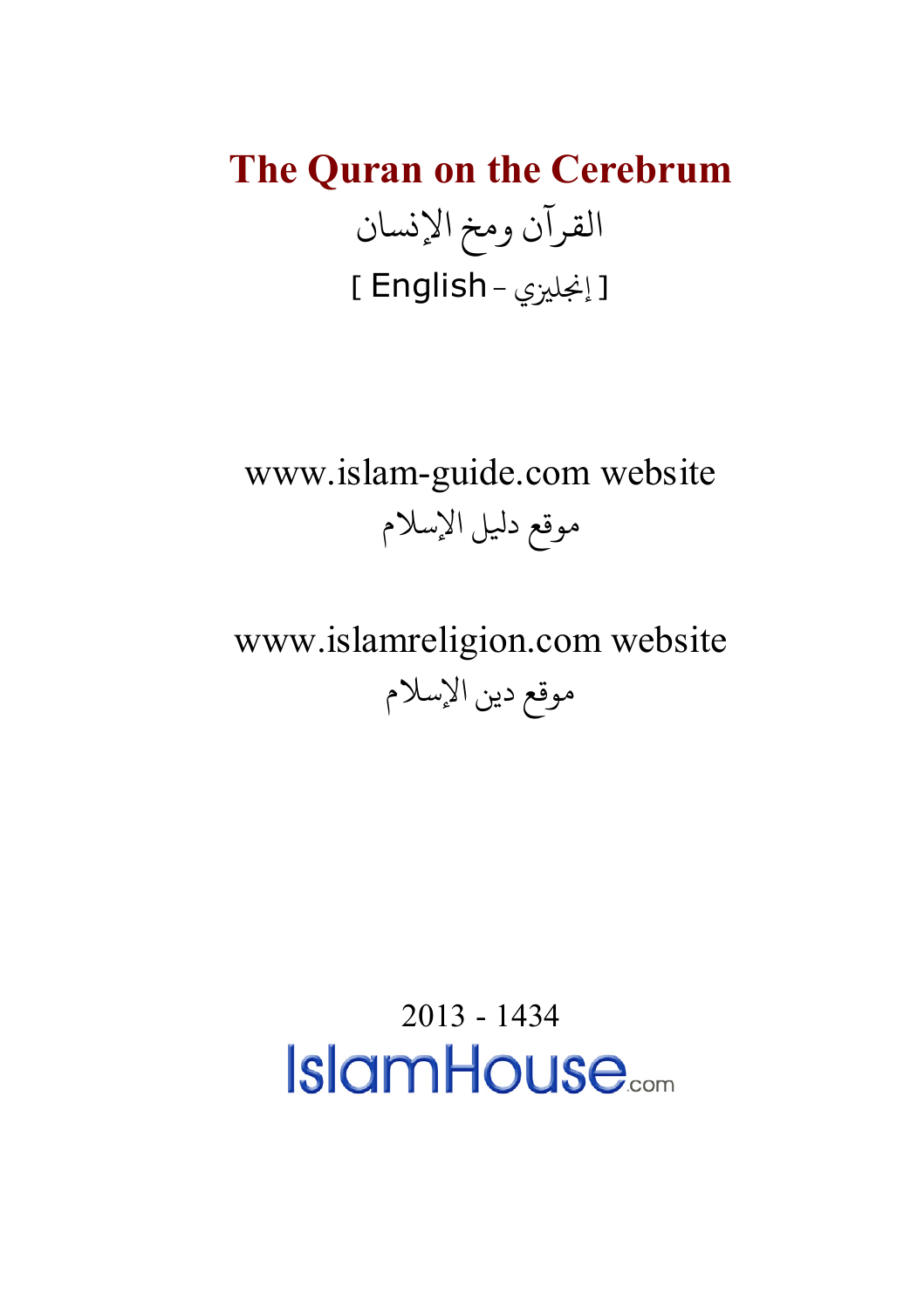# The Quran on the Cerebrum

القرآن ومخ الإنسان

[ English - إنجليزي ]

www.islam-guide.com website

موقع دليل الإسلام

www.islamreligion.com website

موقع دين الإسلام

2013 - 1434

IslamHouse.com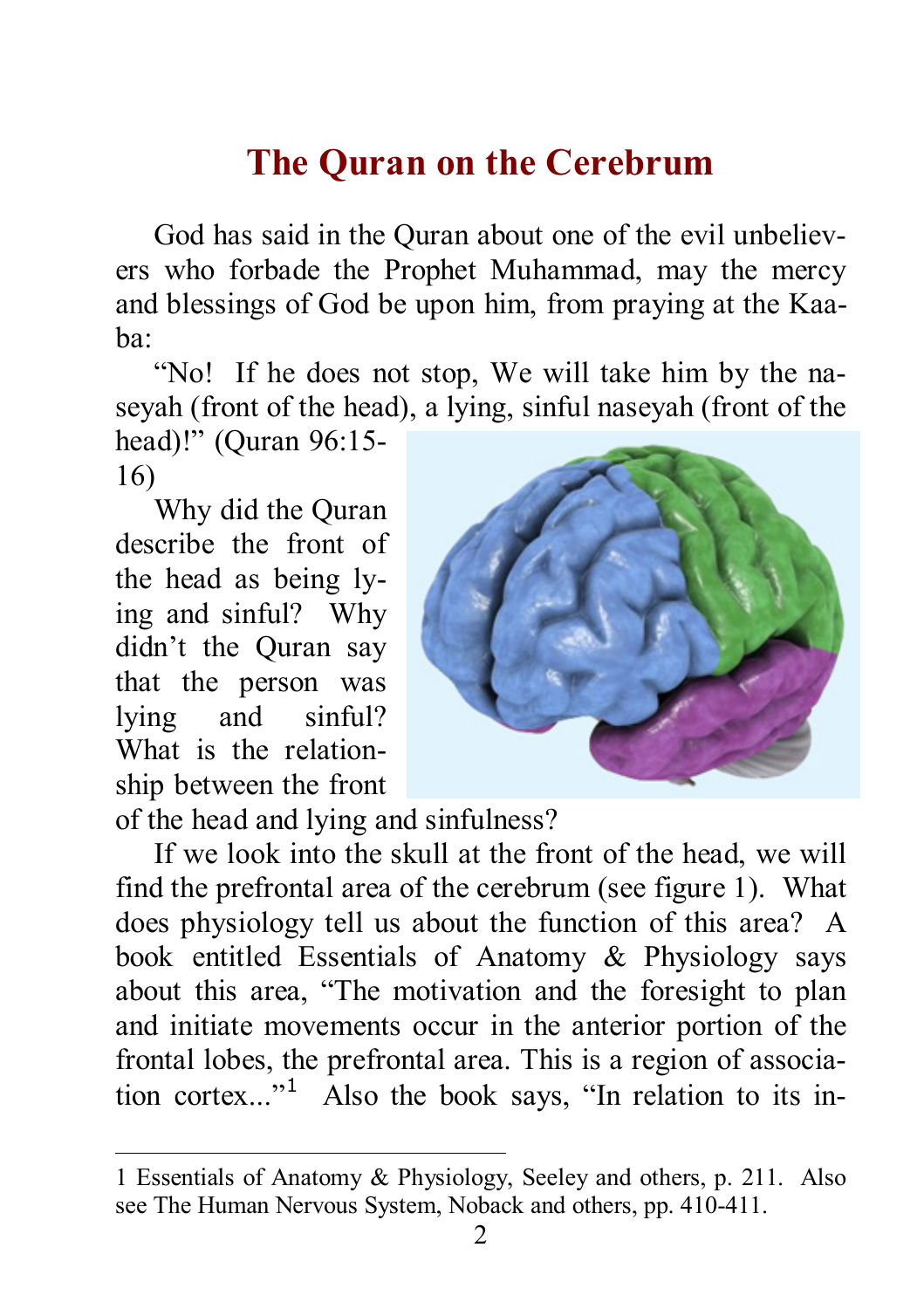## The Quran on the Cerebrum

God has said in the Quran about one of the evil unbelievers who forbade the Prophet Muhammad, may the mercy and blessings of God be upon him, from praying at the Kaaba:

"No! If he does not stop, We will take him by the naseyah (front of the head), a lying, sinful naseyah (front of the head)!" (Quran 96:15-16)

Why did the Quran describe the front of the head as being lying and sinful? Why didn't the Quran say that the person was lying and sinful? What is the relationship between the front of the head and lying and sinfulness?

If we look into the skull at the front of the head, we will find the prefrontal area of the cerebrum (see figure 1). What does physiology tell us about the function of this area? A book entitled Essentials of Anatomy & Physiology says about this area, "The motivation and the foresight to plan and initiate movements occur in the anterior portion of the frontal lobes, the prefrontal area. This is a region of association cortex..."[1] Also the book says, "In relation to its in-

---

1 Essentials of Anatomy & Physiology, Seeley and others, p. 211. Also see The Human Nervous System, Noback and others, pp. 410-411.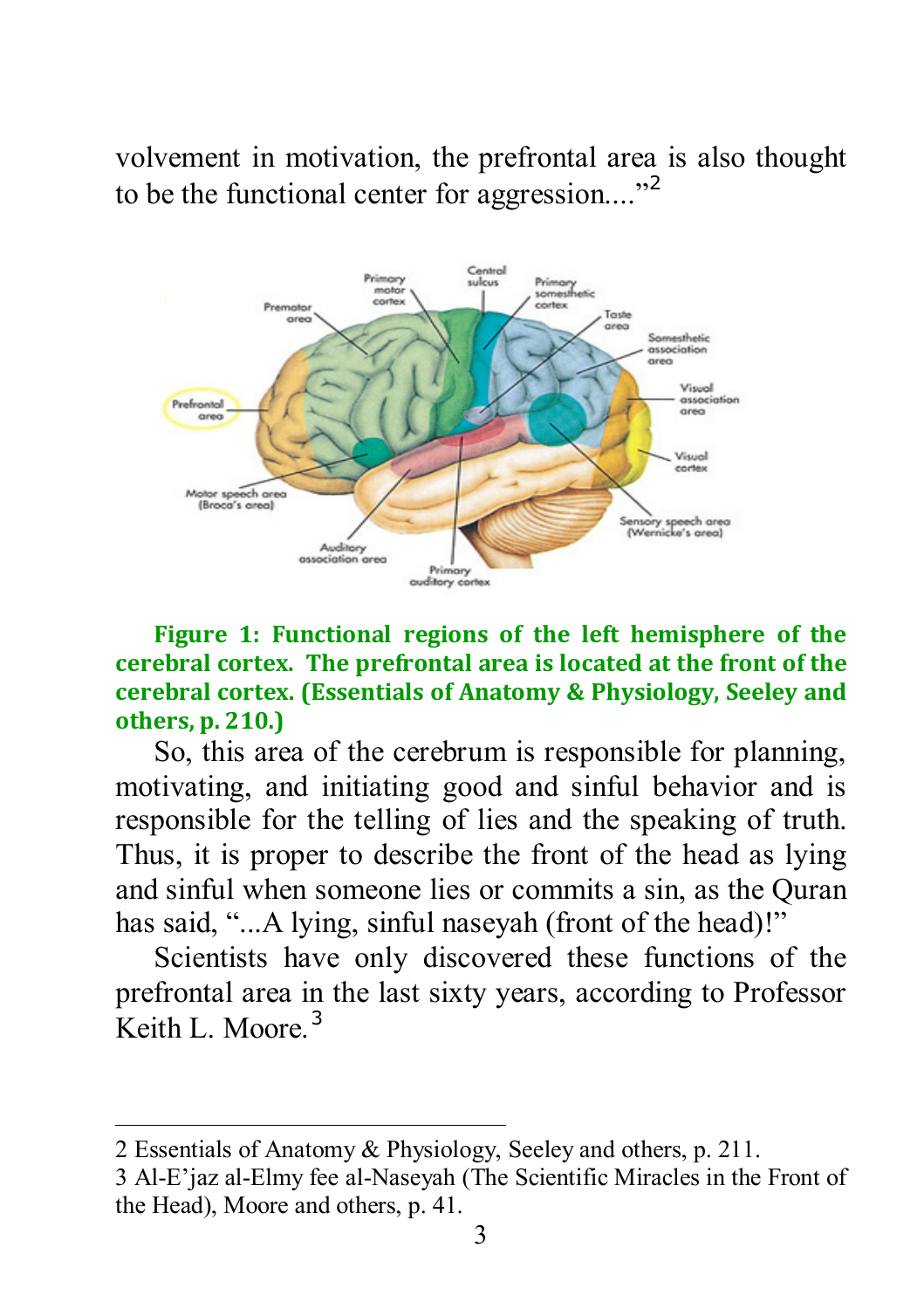volvement in motivation, the prefrontal area is also thought to be the functional center for aggression....”[2]

Prefrontal area
Premotor area
Primary motor cortex
Central sulcus
Primary somesthetic cortex
Taste area
Somesthetic association area
Visual association area
Visual cortex
Sensory speech area (Wernicke's area)
Primary auditory cortex
Auditory association area
Motor speech area (Broca's area)

**Figure 1: Functional regions of the left hemisphere of the cerebral cortex. The prefrontal area is located at the front of the cerebral cortex. (Essentials of Anatomy & Physiology, Seeley and others, p. 210.)**

So, this area of the cerebrum is responsible for planning, motivating, and initiating good and sinful behavior and is responsible for the telling of lies and the speaking of truth. Thus, it is proper to describe the front of the head as lying and sinful when someone lies or commits a sin, as the Quran has said, “...A lying, sinful naseyah (front of the head)!”

Scientists have only discovered these functions of the prefrontal area in the last sixty years, according to Professor Keith L. Moore.[3]

---

2 Essentials of Anatomy & Physiology, Seeley and others, p. 211.

3 Al-E’jaz al-Elmy fee al-Naseyah (The Scientific Miracles in the Front of the Head), Moore and others, p. 41.